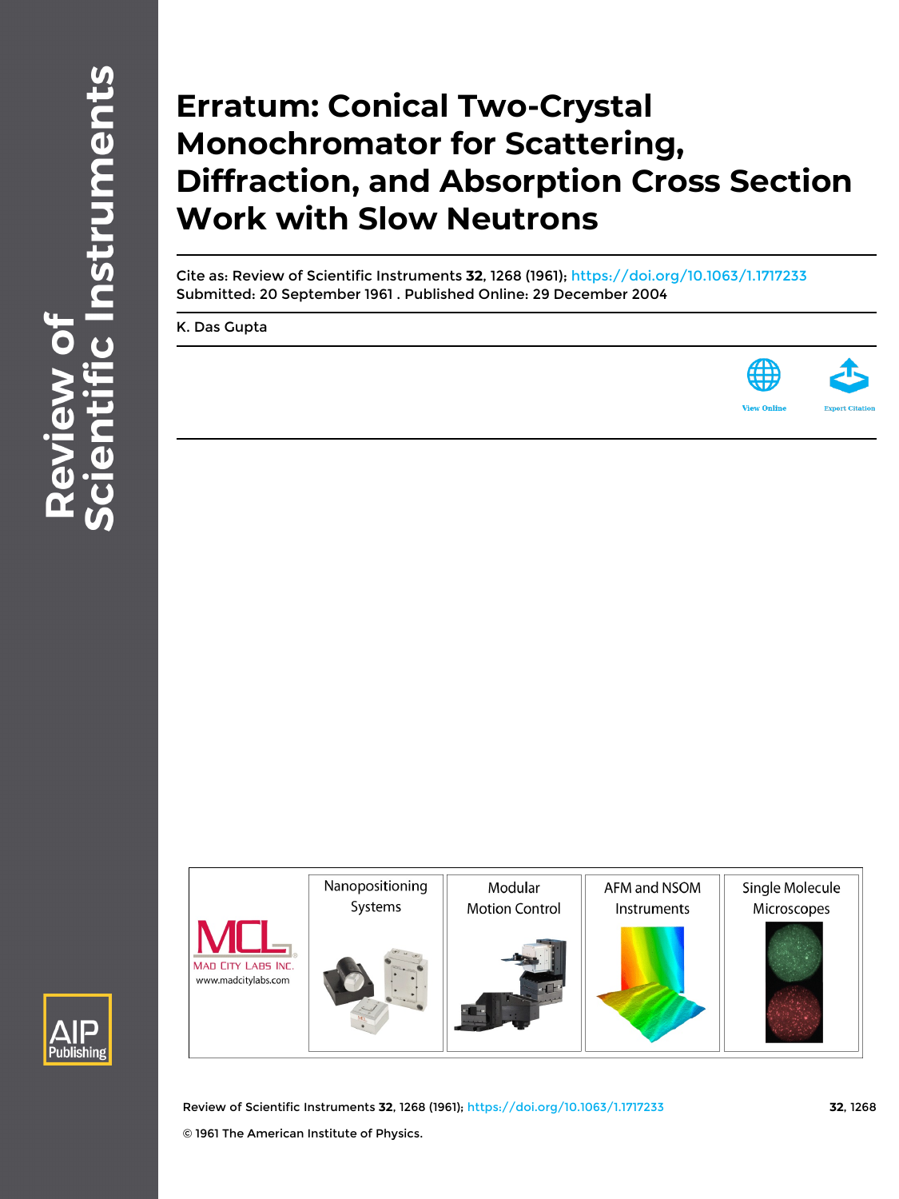# Erratum: Conical Two-Crystal Monochromator for Scattering, Diffraction, and Absorption Cross Section Work with Slow Neutrons

Cite as: Review of Scientific Instruments **32**, 1268 (1961); https://doi.org/10.1063/1.1717233
Submitted: 20 September 1961 . Published Online: 29 December 2004

K. Das Gupta

© 1961 The American Institute of Physics.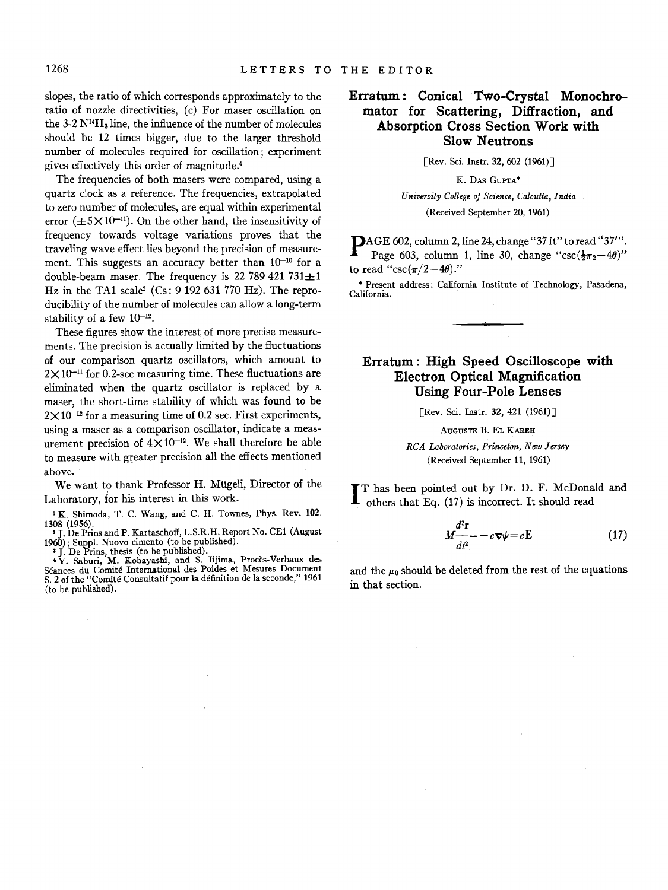slopes, the ratio of which corresponds approximately to the ratio of nozzle directivities, (c) For maser oscillation on the 3-2 $N^{14}H_3$ line, the influence of the number of molecules should be 12 times bigger, due to the larger threshold number of molecules required for oscillation; experiment gives effectively this order of magnitude.[4]

The frequencies of both masers were compared, using a quartz clock as a reference. The frequencies, extrapolated to zero number of molecules, are equal within experimental error ($\pm 5\times 10^{-11}$). On the other hand, the insensitivity of frequency towards voltage variations proves that the traveling wave effect lies beyond the precision of measurement. This suggests an accuracy better than $10^{-10}$ for a double-beam maser. The frequency is 22 789 421 731±1 Hz in the TA1 scale[2] (Cs: 9 192 631 770 Hz). The reproducibility of the number of molecules can allow a long-term stability of a few $10^{-12}$.

These figures show the interest of more precise measurements. The precision is actually limited by the fluctuations of our comparison quartz oscillators, which amount to $2\times 10^{-11}$ for 0.2-sec measuring time. These fluctuations are eliminated when the quartz oscillator is replaced by a maser, the short-time stability of which was found to be $2\times 10^{-12}$ for a measuring time of 0.2 sec. First experiments, using a maser as a comparison oscillator, indicate a measurement precision of $4\times 10^{-12}$. We shall therefore be able to measure with greater precision all the effects mentioned above.

We want to thank Professor H. Mügeli, Director of the Laboratory, for his interest in this work.

[1] K. Shimoda, T. C. Wang, and C. H. Townes, Phys. Rev. **102**, 1308 (1956).

[2] J. De Prins and P. Kartaschoff, L.S.R.H. Report No. CE1 (August 1960); Suppl. Nuovo cimento (to be published).

[3] J. De Prins, thesis (to be published).

[4] Y. Saburi, M. Kobayashi, and S. Iijima, Procès-Verbaux des Séances du Comité International des Poides et Mesures Document S. 2 of the "Comité Consultatif pour la définition de la seconde," 1961 (to be published).

## Erratum: Conical Two-Crystal Monochromator for Scattering, Diffraction, and Absorption Cross Section Work with Slow Neutrons

[Rev. Sci. Instr. **32**, 602 (1961)]

K. Das Gupta*

*University College of Science, Calcutta, India*

(Received September 20, 1961)

Page 602, column 2, line 24, change "37 ft" to read "37′". Page 603, column 1, line 30, change "$\csc(\frac{1}{2}\pi_2-4\theta)$" to read "$\csc(\pi/2-4\theta)$."

\* Present address: California Institute of Technology, Pasadena, California.

## Erratum: High Speed Oscilloscope with Electron Optical Magnification Using Four-Pole Lenses

[Rev. Sci. Instr. **32**, 421 (1961)]

Auguste B. El-Kareh

*RCA Laboratories, Princeton, New Jersey*

(Received September 11, 1961)

It has been pointed out by Dr. D. F. McDonald and others that Eq. (17) is incorrect. It should read

$$M\frac{d^2\mathbf{r}}{dt^2}=-e\nabla\psi=e\mathbf{E} \tag{17}$$

and the $\mu_0$ should be deleted from the rest of the equations in that section.